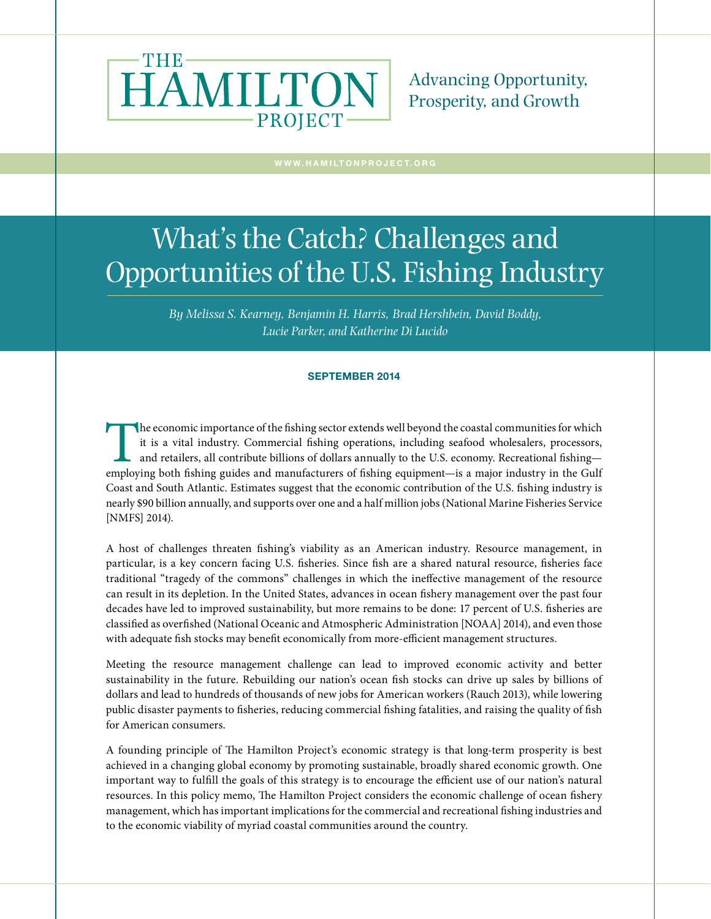THE HAMILTON PROJECT

Advancing Opportunity, Prosperity, and Growth

WWW.HAMILTONPROJECT.ORG

# What's the Catch? Challenges and Opportunities of the U.S. Fishing Industry

*By Melissa S. Kearney, Benjamin H. Harris, Brad Hershbein, David Boddy, Lucie Parker, and Katherine Di Lucido*

**SEPTEMBER 2014**

The economic importance of the fishing sector extends well beyond the coastal communities for which it is a vital industry. Commercial fishing operations, including seafood wholesalers, processors, and retailers, all contribute billions of dollars annually to the U.S. economy. Recreational fishing—employing both fishing guides and manufacturers of fishing equipment—is a major industry in the Gulf Coast and South Atlantic. Estimates suggest that the economic contribution of the U.S. fishing industry is nearly $90 billion annually, and supports over one and a half million jobs (National Marine Fisheries Service [NMFS] 2014).

A host of challenges threaten fishing's viability as an American industry. Resource management, in particular, is a key concern facing U.S. fisheries. Since fish are a shared natural resource, fisheries face traditional "tragedy of the commons" challenges in which the ineffective management of the resource can result in its depletion. In the United States, advances in ocean fishery management over the past four decades have led to improved sustainability, but more remains to be done: 17 percent of U.S. fisheries are classified as overfished (National Oceanic and Atmospheric Administration [NOAA] 2014), and even those with adequate fish stocks may benefit economically from more-efficient management structures.

Meeting the resource management challenge can lead to improved economic activity and better sustainability in the future. Rebuilding our nation's ocean fish stocks can drive up sales by billions of dollars and lead to hundreds of thousands of new jobs for American workers (Rauch 2013), while lowering public disaster payments to fisheries, reducing commercial fishing fatalities, and raising the quality of fish for American consumers.

A founding principle of The Hamilton Project's economic strategy is that long-term prosperity is best achieved in a changing global economy by promoting sustainable, broadly shared economic growth. One important way to fulfill the goals of this strategy is to encourage the efficient use of our nation's natural resources. In this policy memo, The Hamilton Project considers the economic challenge of ocean fishery management, which has important implications for the commercial and recreational fishing industries and to the economic viability of myriad coastal communities around the country.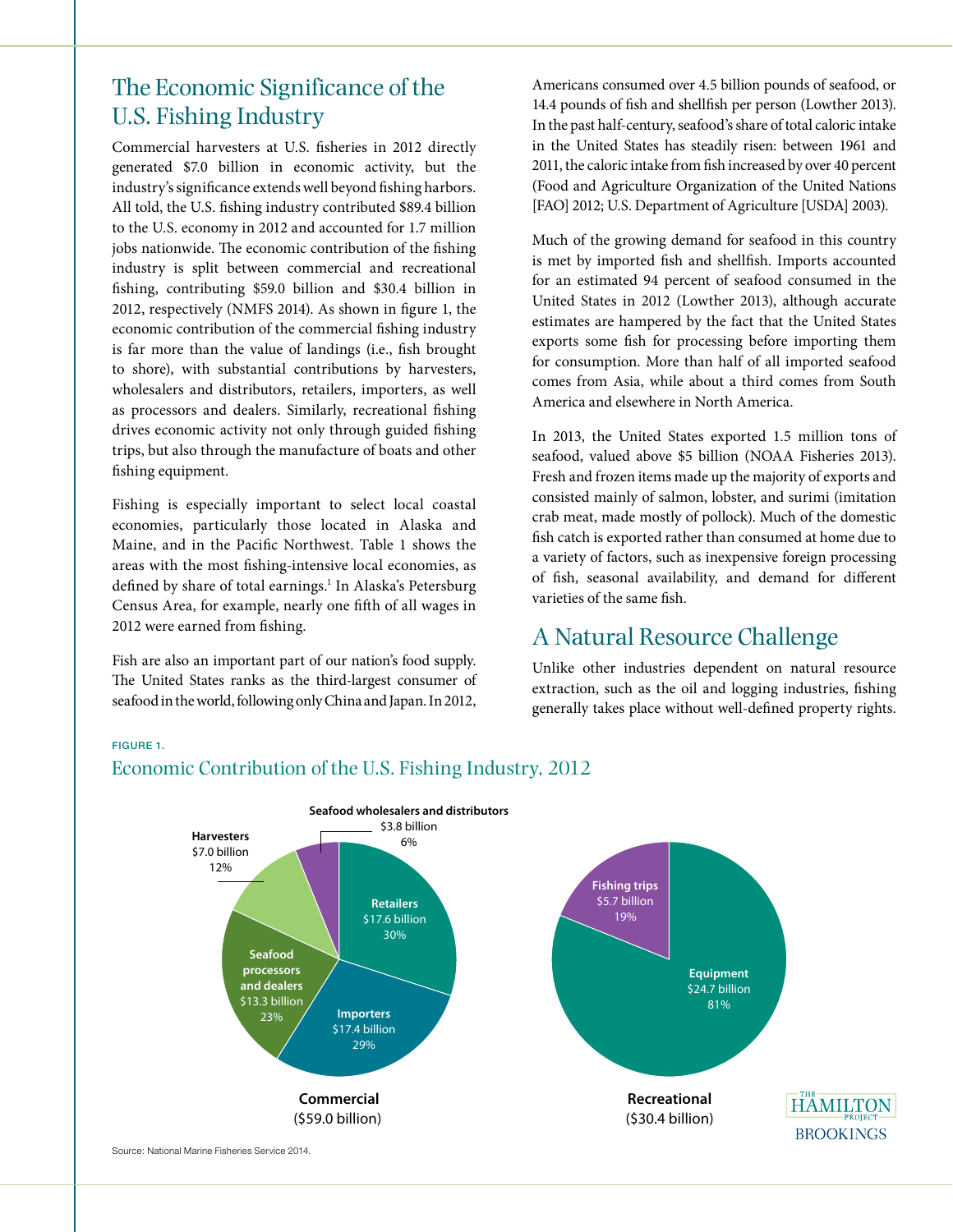## The Economic Significance of the U.S. Fishing Industry

Commercial harvesters at U.S. fisheries in 2012 directly generated $7.0 billion in economic activity, but the industry's significance extends well beyond fishing harbors. All told, the U.S. fishing industry contributed $89.4 billion to the U.S. economy in 2012 and accounted for 1.7 million jobs nationwide. The economic contribution of the fishing industry is split between commercial and recreational fishing, contributing $59.0 billion and $30.4 billion in 2012, respectively (NMFS 2014). As shown in figure 1, the economic contribution of the commercial fishing industry is far more than the value of landings (i.e., fish brought to shore), with substantial contributions by harvesters, wholesalers and distributors, retailers, importers, as well as processors and dealers. Similarly, recreational fishing drives economic activity not only through guided fishing trips, but also through the manufacture of boats and other fishing equipment.

Fishing is especially important to select local coastal economies, particularly those located in Alaska and Maine, and in the Pacific Northwest. Table 1 shows the areas with the most fishing-intensive local economies, as defined by share of total earnings.[1] In Alaska's Petersburg Census Area, for example, nearly one fifth of all wages in 2012 were earned from fishing.

Fish are also an important part of our nation's food supply. The United States ranks as the third-largest consumer of seafood in the world, following only China and Japan. In 2012, Americans consumed over 4.5 billion pounds of seafood, or 14.4 pounds of fish and shellfish per person (Lowther 2013). In the past half-century, seafood's share of total caloric intake in the United States has steadily risen: between 1961 and 2011, the caloric intake from fish increased by over 40 percent (Food and Agriculture Organization of the United Nations [FAO] 2012; U.S. Department of Agriculture [USDA] 2003).

Much of the growing demand for seafood in this country is met by imported fish and shellfish. Imports accounted for an estimated 94 percent of seafood consumed in the United States in 2012 (Lowther 2013), although accurate estimates are hampered by the fact that the United States exports some fish for processing before importing them for consumption. More than half of all imported seafood comes from Asia, while about a third comes from South America and elsewhere in North America.

In 2013, the United States exported 1.5 million tons of seafood, valued above $5 billion (NOAA Fisheries 2013). Fresh and frozen items made up the majority of exports and consisted mainly of salmon, lobster, and surimi (imitation crab meat, made mostly of pollock). Much of the domestic fish catch is exported rather than consumed at home due to a variety of factors, such as inexpensive foreign processing of fish, seasonal availability, and demand for different varieties of the same fish.

## A Natural Resource Challenge

Unlike other industries dependent on natural resource extraction, such as the oil and logging industries, fishing generally takes place without well-defined property rights.

FIGURE 1.

### Economic Contribution of the U.S. Fishing Industry, 2012

**Commercial ($59.0 billion)**

| Component | Value | Share |
| --- | --- | --- |
| Retailers | $17.6 billion | 30% |
| Importers | $17.4 billion | 29% |
| Seafood processors and dealers | $13.3 billion | 23% |
| Harvesters | $7.0 billion | 12% |
| Seafood wholesalers and distributors | $3.8 billion | 6% |

**Recreational ($30.4 billion)**

| Component | Value | Share |
| --- | --- | --- |
| Equipment | $24.7 billion | 81% |
| Fishing trips | $5.7 billion | 19% |

Source: National Marine Fisheries Service 2014.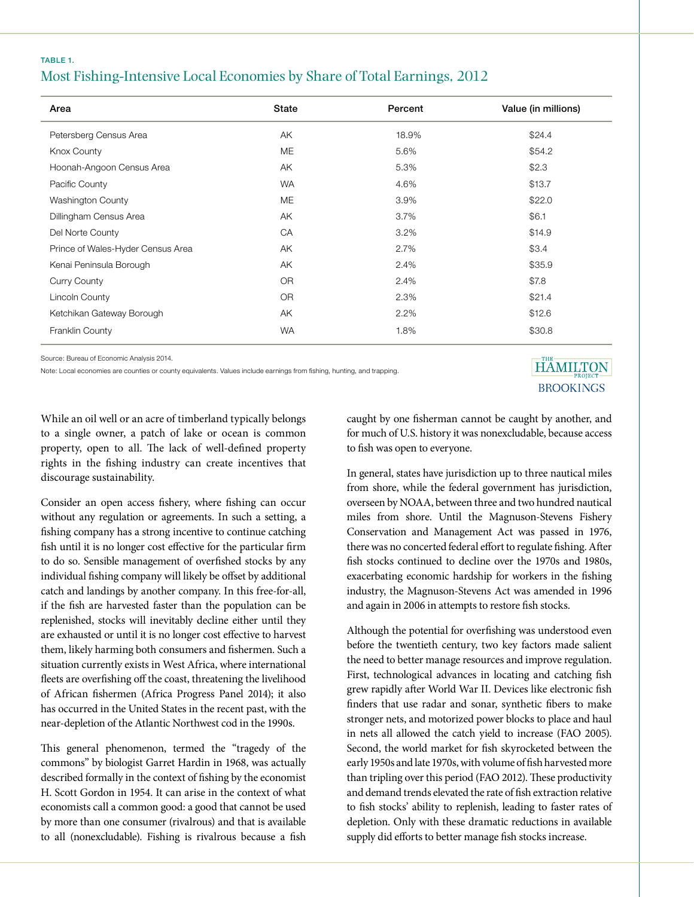TABLE 1.

## Most Fishing-Intensive Local Economies by Share of Total Earnings, 2012

| Area | State | Percent | Value (in millions) |
|---|---|---|---|
| Petersberg Census Area | AK | 18.9% | $24.4 |
| Knox County | ME | 5.6% | $54.2 |
| Hoonah-Angoon Census Area | AK | 5.3% | $2.3 |
| Pacific County | WA | 4.6% | $13.7 |
| Washington County | ME | 3.9% | $22.0 |
| Dillingham Census Area | AK | 3.7% | $6.1 |
| Del Norte County | CA | 3.2% | $14.9 |
| Prince of Wales-Hyder Census Area | AK | 2.7% | $3.4 |
| Kenai Peninsula Borough | AK | 2.4% | $35.9 |
| Curry County | OR | 2.4% | $7.8 |
| Lincoln County | OR | 2.3% | $21.4 |
| Ketchikan Gateway Borough | AK | 2.2% | $12.6 |
| Franklin County | WA | 1.8% | $30.8 |

Source: Bureau of Economic Analysis 2014.

Note: Local economies are counties or county equivalents. Values include earnings from fishing, hunting, and trapping.

While an oil well or an acre of timberland typically belongs to a single owner, a patch of lake or ocean is common property, open to all. The lack of well-defined property rights in the fishing industry can create incentives that discourage sustainability.

Consider an open access fishery, where fishing can occur without any regulation or agreements. In such a setting, a fishing company has a strong incentive to continue catching fish until it is no longer cost effective for the particular firm to do so. Sensible management of overfished stocks by any individual fishing company will likely be offset by additional catch and landings by another company. In this free-for-all, if the fish are harvested faster than the population can be replenished, stocks will inevitably decline either until they are exhausted or until it is no longer cost effective to harvest them, likely harming both consumers and fishermen. Such a situation currently exists in West Africa, where international fleets are overfishing off the coast, threatening the livelihood of African fishermen (Africa Progress Panel 2014); it also has occurred in the United States in the recent past, with the near-depletion of the Atlantic Northwest cod in the 1990s.

This general phenomenon, termed the "tragedy of the commons" by biologist Garret Hardin in 1968, was actually described formally in the context of fishing by the economist H. Scott Gordon in 1954. It can arise in the context of what economists call a common good: a good that cannot be used by more than one consumer (rivalrous) and that is available to all (nonexcludable). Fishing is rivalrous because a fish caught by one fisherman cannot be caught by another, and for much of U.S. history it was nonexcludable, because access to fish was open to everyone.

In general, states have jurisdiction up to three nautical miles from shore, while the federal government has jurisdiction, overseen by NOAA, between three and two hundred nautical miles from shore. Until the Magnuson-Stevens Fishery Conservation and Management Act was passed in 1976, there was no concerted federal effort to regulate fishing. After fish stocks continued to decline over the 1970s and 1980s, exacerbating economic hardship for workers in the fishing industry, the Magnuson-Stevens Act was amended in 1996 and again in 2006 in attempts to restore fish stocks.

Although the potential for overfishing was understood even before the twentieth century, two key factors made salient the need to better manage resources and improve regulation. First, technological advances in locating and catching fish grew rapidly after World War II. Devices like electronic fish finders that use radar and sonar, synthetic fibers to make stronger nets, and motorized power blocks to place and haul in nets all allowed the catch yield to increase (FAO 2005). Second, the world market for fish skyrocketed between the early 1950s and late 1970s, with volume of fish harvested more than tripling over this period (FAO 2012). These productivity and demand trends elevated the rate of fish extraction relative to fish stocks' ability to replenish, leading to faster rates of depletion. Only with these dramatic reductions in available supply did efforts to better manage fish stocks increase.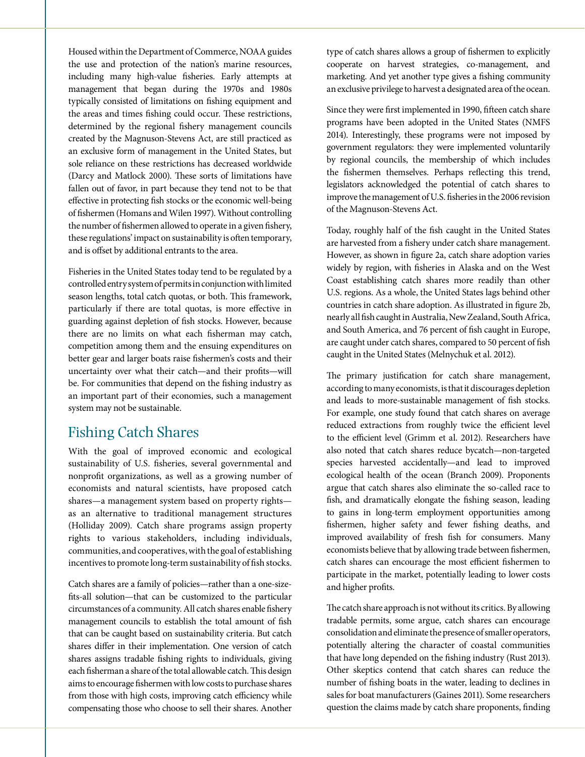Housed within the Department of Commerce, NOAA guides the use and protection of the nation's marine resources, including many high-value fisheries. Early attempts at management that began during the 1970s and 1980s typically consisted of limitations on fishing equipment and the areas and times fishing could occur. These restrictions, determined by the regional fishery management councils created by the Magnuson-Stevens Act, are still practiced as an exclusive form of management in the United States, but sole reliance on these restrictions has decreased worldwide (Darcy and Matlock 2000). These sorts of limitations have fallen out of favor, in part because they tend not to be that effective in protecting fish stocks or the economic well-being of fishermen (Homans and Wilen 1997). Without controlling the number of fishermen allowed to operate in a given fishery, these regulations' impact on sustainability is often temporary, and is offset by additional entrants to the area.

Fisheries in the United States today tend to be regulated by a controlled entry system of permits in conjunction with limited season lengths, total catch quotas, or both. This framework, particularly if there are total quotas, is more effective in guarding against depletion of fish stocks. However, because there are no limits on what each fisherman may catch, competition among them and the ensuing expenditures on better gear and larger boats raise fishermen's costs and their uncertainty over what their catch—and their profits—will be. For communities that depend on the fishing industry as an important part of their economies, such a management system may not be sustainable.

## Fishing Catch Shares

With the goal of improved economic and ecological sustainability of U.S. fisheries, several governmental and nonprofit organizations, as well as a growing number of economists and natural scientists, have proposed catch shares—a management system based on property rights—as an alternative to traditional management structures (Holliday 2009). Catch share programs assign property rights to various stakeholders, including individuals, communities, and cooperatives, with the goal of establishing incentives to promote long-term sustainability of fish stocks.

Catch shares are a family of policies—rather than a one-size-fits-all solution—that can be customized to the particular circumstances of a community. All catch shares enable fishery management councils to establish the total amount of fish that can be caught based on sustainability criteria. But catch shares differ in their implementation. One version of catch shares assigns tradable fishing rights to individuals, giving each fisherman a share of the total allowable catch. This design aims to encourage fishermen with low costs to purchase shares from those with high costs, improving catch efficiency while compensating those who choose to sell their shares. Another type of catch shares allows a group of fishermen to explicitly cooperate on harvest strategies, co-management, and marketing. And yet another type gives a fishing community an exclusive privilege to harvest a designated area of the ocean.

Since they were first implemented in 1990, fifteen catch share programs have been adopted in the United States (NMFS 2014). Interestingly, these programs were not imposed by government regulators: they were implemented voluntarily by regional councils, the membership of which includes the fishermen themselves. Perhaps reflecting this trend, legislators acknowledged the potential of catch shares to improve the management of U.S. fisheries in the 2006 revision of the Magnuson-Stevens Act.

Today, roughly half of the fish caught in the United States are harvested from a fishery under catch share management. However, as shown in figure 2a, catch share adoption varies widely by region, with fisheries in Alaska and on the West Coast establishing catch shares more readily than other U.S. regions. As a whole, the United States lags behind other countries in catch share adoption. As illustrated in figure 2b, nearly all fish caught in Australia, New Zealand, South Africa, and South America, and 76 percent of fish caught in Europe, are caught under catch shares, compared to 50 percent of fish caught in the United States (Melnychuk et al. 2012).

The primary justification for catch share management, according to many economists, is that it discourages depletion and leads to more-sustainable management of fish stocks. For example, one study found that catch shares on average reduced extractions from roughly twice the efficient level to the efficient level (Grimm et al. 2012). Researchers have also noted that catch shares reduce bycatch—non-targeted species harvested accidentally—and lead to improved ecological health of the ocean (Branch 2009). Proponents argue that catch shares also eliminate the so-called race to fish, and dramatically elongate the fishing season, leading to gains in long-term employment opportunities among fishermen, higher safety and fewer fishing deaths, and improved availability of fresh fish for consumers. Many economists believe that by allowing trade between fishermen, catch shares can encourage the most efficient fishermen to participate in the market, potentially leading to lower costs and higher profits.

The catch share approach is not without its critics. By allowing tradable permits, some argue, catch shares can encourage consolidation and eliminate the presence of smaller operators, potentially altering the character of coastal communities that have long depended on the fishing industry (Rust 2013). Other skeptics contend that catch shares can reduce the number of fishing boats in the water, leading to declines in sales for boat manufacturers (Gaines 2011). Some researchers question the claims made by catch share proponents, finding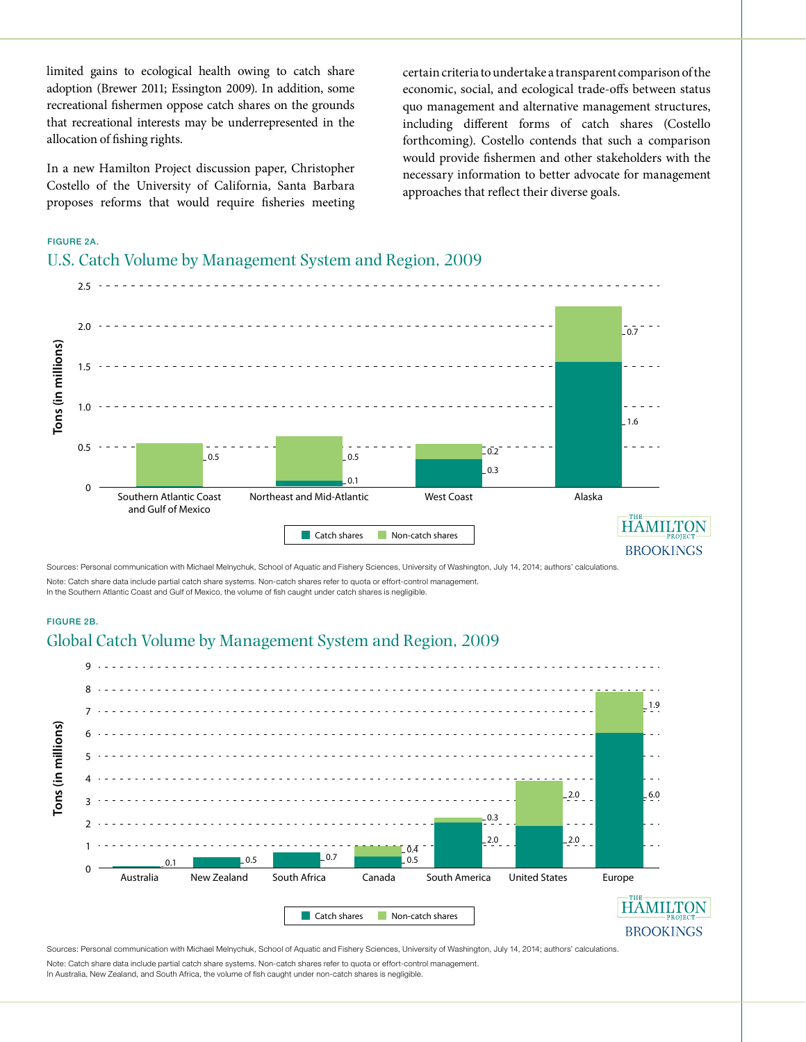limited gains to ecological health owing to catch share adoption (Brewer 2011; Essington 2009). In addition, some recreational fishermen oppose catch shares on the grounds that recreational interests may be underrepresented in the allocation of fishing rights.

In a new Hamilton Project discussion paper, Christopher Costello of the University of California, Santa Barbara proposes reforms that would require fisheries meeting certain criteria to undertake a transparent comparison of the economic, social, and ecological trade-offs between status quo management and alternative management structures, including different forms of catch shares (Costello forthcoming). Costello contends that such a comparison would provide fishermen and other stakeholders with the necessary information to better advocate for management approaches that reflect their diverse goals.

FIGURE 2A.

## U.S. Catch Volume by Management System and Region, 2009

Tons (in millions)

| Region | Catch shares | Non-catch shares |
| --- | --- | --- |
| Southern Atlantic Coast and Gulf of Mexico | | 0.5 |
| Northeast and Mid-Atlantic | 0.1 | 0.5 |
| West Coast | 0.3 | 0.2 |
| Alaska | 1.6 | 0.7 |

THE HAMILTON PROJECT BROOKINGS

Sources: Personal communication with Michael Melnychuk, School of Aquatic and Fishery Sciences, University of Washington, July 14, 2014; authors' calculations.

Note: Catch share data include partial catch share systems. Non-catch shares refer to quota or effort-control management.
In the Southern Atlantic Coast and Gulf of Mexico, the volume of fish caught under catch shares is negligible.

FIGURE 2B.

## Global Catch Volume by Management System and Region, 2009

Tons (in millions)

| Region | Catch shares | Non-catch shares |
| --- | --- | --- |
| Australia | 0.1 | |
| New Zealand | 0.5 | |
| South Africa | 0.7 | |
| Canada | 0.5 | 0.4 |
| South America | 2.0 | 0.3 |
| United States | 2.0 | 2.0 |
| Europe | 6.0 | 1.9 |

THE HAMILTON PROJECT BROOKINGS

Sources: Personal communication with Michael Melnychuk, School of Aquatic and Fishery Sciences, University of Washington, July 14, 2014; authors' calculations.

Note: Catch share data include partial catch share systems. Non-catch shares refer to quota or effort-control management.
In Australia, New Zealand, and South Africa, the volume of fish caught under non-catch shares is negligible.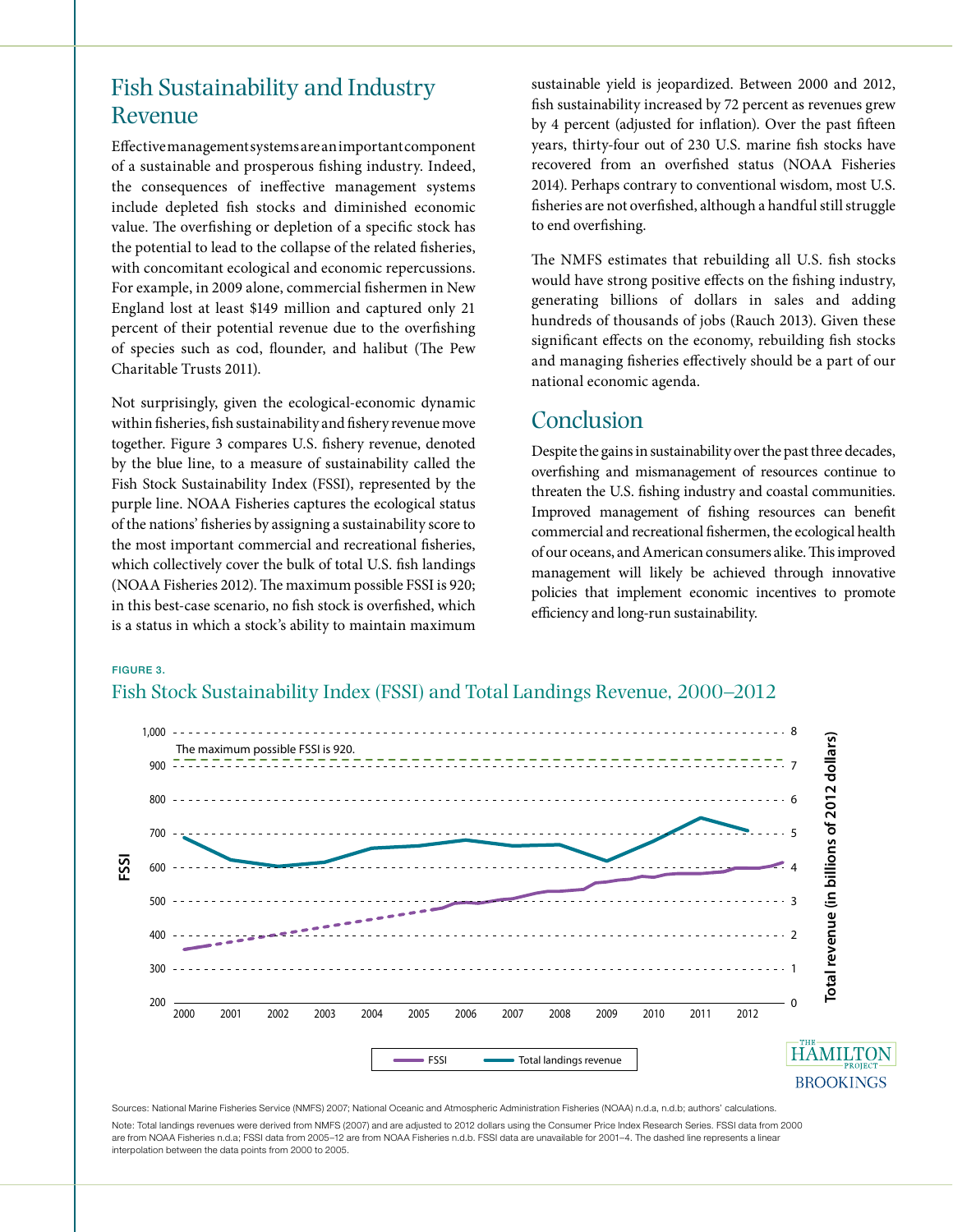## Fish Sustainability and Industry Revenue

Effective management systems are an important component of a sustainable and prosperous fishing industry. Indeed, the consequences of ineffective management systems include depleted fish stocks and diminished economic value. The overfishing or depletion of a specific stock has the potential to lead to the collapse of the related fisheries, with concomitant ecological and economic repercussions. For example, in 2009 alone, commercial fishermen in New England lost at least $149 million and captured only 21 percent of their potential revenue due to the overfishing of species such as cod, flounder, and halibut (The Pew Charitable Trusts 2011).

Not surprisingly, given the ecological-economic dynamic within fisheries, fish sustainability and fishery revenue move together. Figure 3 compares U.S. fishery revenue, denoted by the blue line, to a measure of sustainability called the Fish Stock Sustainability Index (FSSI), represented by the purple line. NOAA Fisheries captures the ecological status of the nations' fisheries by assigning a sustainability score to the most important commercial and recreational fisheries, which collectively cover the bulk of total U.S. fish landings (NOAA Fisheries 2012). The maximum possible FSSI is 920; in this best-case scenario, no fish stock is overfished, which is a status in which a stock's ability to maintain maximum sustainable yield is jeopardized. Between 2000 and 2012, fish sustainability increased by 72 percent as revenues grew by 4 percent (adjusted for inflation). Over the past fifteen years, thirty-four out of 230 U.S. marine fish stocks have recovered from an overfished status (NOAA Fisheries 2014). Perhaps contrary to conventional wisdom, most U.S. fisheries are not overfished, although a handful still struggle to end overfishing.

The NMFS estimates that rebuilding all U.S. fish stocks would have strong positive effects on the fishing industry, generating billions of dollars in sales and adding hundreds of thousands of jobs (Rauch 2013). Given these significant effects on the economy, rebuilding fish stocks and managing fisheries effectively should be a part of our national economic agenda.

## Conclusion

Despite the gains in sustainability over the past three decades, overfishing and mismanagement of resources continue to threaten the U.S. fishing industry and coastal communities. Improved management of fishing resources can benefit commercial and recreational fishermen, the ecological health of our oceans, and American consumers alike. This improved management will likely be achieved through innovative policies that implement economic incentives to promote efficiency and long-run sustainability.

FIGURE 3.

Fish Stock Sustainability Index (FSSI) and Total Landings Revenue, 2000–2012

Sources: National Marine Fisheries Service (NMFS) 2007; National Oceanic and Atmospheric Administration Fisheries (NOAA) n.d.a, n.d.b; authors' calculations.

Note: Total landings revenues were derived from NMFS (2007) and are adjusted to 2012 dollars using the Consumer Price Index Research Series. FSSI data from 2000 are from NOAA Fisheries n.d.a; FSSI data from 2005–12 are from NOAA Fisheries n.d.b. FSSI data are unavailable for 2001–4. The dashed line represents a linear interpolation between the data points from 2000 to 2005.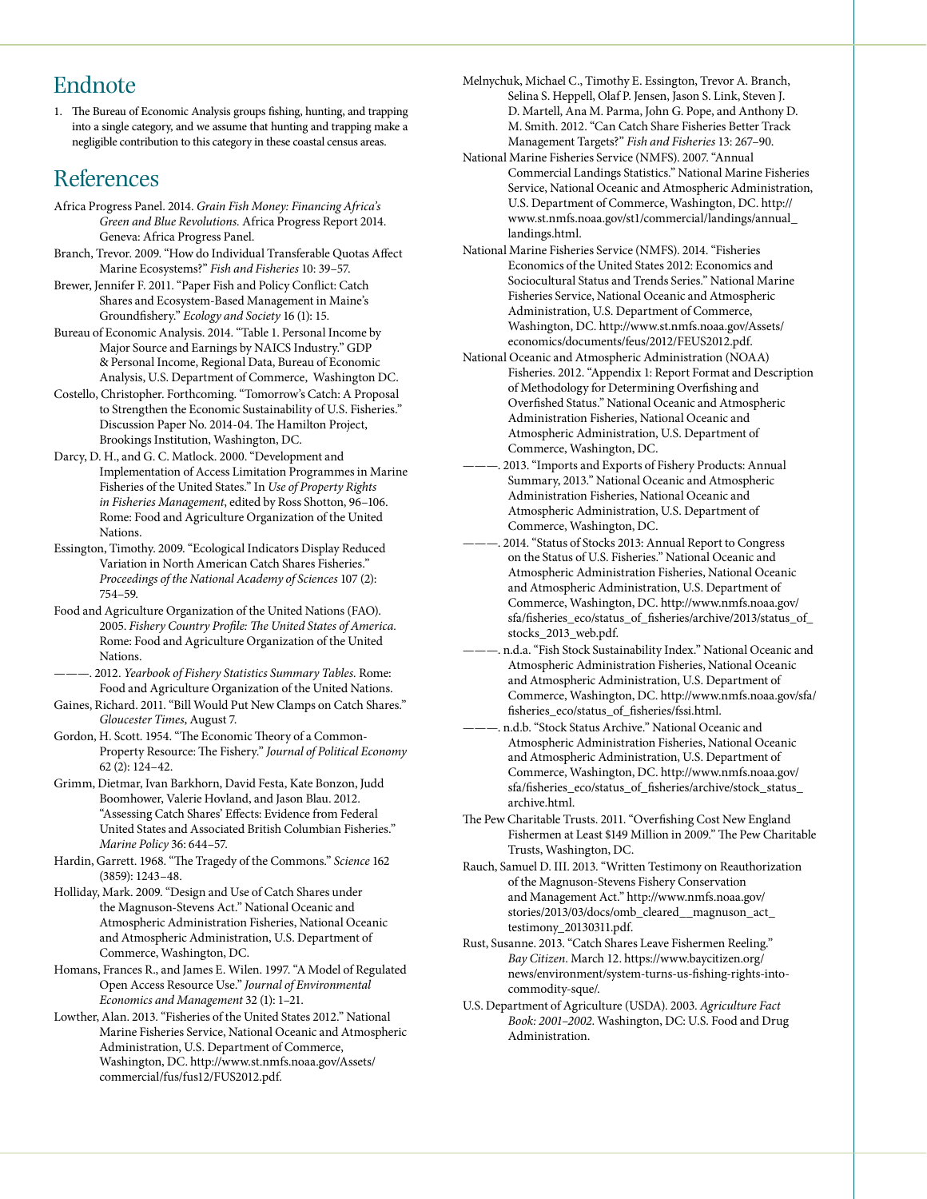## Endnote

1. The Bureau of Economic Analysis groups fishing, hunting, and trapping into a single category, and we assume that hunting and trapping make a negligible contribution to this category in these coastal census areas.

## References

Africa Progress Panel. 2014. *Grain Fish Money: Financing Africa's Green and Blue Revolutions.* Africa Progress Report 2014. Geneva: Africa Progress Panel.

Branch, Trevor. 2009. "How do Individual Transferable Quotas Affect Marine Ecosystems?" *Fish and Fisheries* 10: 39–57.

Brewer, Jennifer F. 2011. "Paper Fish and Policy Conflict: Catch Shares and Ecosystem-Based Management in Maine's Groundfishery." *Ecology and Society* 16 (1): 15.

Bureau of Economic Analysis. 2014. "Table 1. Personal Income by Major Source and Earnings by NAICS Industry." GDP & Personal Income, Regional Data, Bureau of Economic Analysis, U.S. Department of Commerce, Washington DC.

Costello, Christopher. Forthcoming. "Tomorrow's Catch: A Proposal to Strengthen the Economic Sustainability of U.S. Fisheries." Discussion Paper No. 2014-04. The Hamilton Project, Brookings Institution, Washington, DC.

Darcy, D. H., and G. C. Matlock. 2000. "Development and Implementation of Access Limitation Programmes in Marine Fisheries of the United States." In *Use of Property Rights in Fisheries Management*, edited by Ross Shotton, 96–106. Rome: Food and Agriculture Organization of the United Nations.

Essington, Timothy. 2009. "Ecological Indicators Display Reduced Variation in North American Catch Shares Fisheries." *Proceedings of the National Academy of Sciences* 107 (2): 754–59.

Food and Agriculture Organization of the United Nations (FAO). 2005. *Fishery Country Profile: The United States of America.* Rome: Food and Agriculture Organization of the United Nations.

———. 2012. *Yearbook of Fishery Statistics Summary Tables.* Rome: Food and Agriculture Organization of the United Nations.

Gaines, Richard. 2011. "Bill Would Put New Clamps on Catch Shares." *Gloucester Times*, August 7.

Gordon, H. Scott. 1954. "The Economic Theory of a Common-Property Resource: The Fishery." *Journal of Political Economy* 62 (2): 124–42.

Grimm, Dietmar, Ivan Barkhorn, David Festa, Kate Bonzon, Judd Boomhower, Valerie Hovland, and Jason Blau. 2012. "Assessing Catch Shares' Effects: Evidence from Federal United States and Associated British Columbian Fisheries." *Marine Policy* 36: 644–57.

Hardin, Garrett. 1968. "The Tragedy of the Commons." *Science* 162 (3859): 1243–48.

Holliday, Mark. 2009. "Design and Use of Catch Shares under the Magnuson-Stevens Act." National Oceanic and Atmospheric Administration Fisheries, National Oceanic and Atmospheric Administration, U.S. Department of Commerce, Washington, DC.

Homans, Frances R., and James E. Wilen. 1997. "A Model of Regulated Open Access Resource Use." *Journal of Environmental Economics and Management* 32 (1): 1–21.

Lowther, Alan. 2013. "Fisheries of the United States 2012." National Marine Fisheries Service, National Oceanic and Atmospheric Administration, U.S. Department of Commerce, Washington, DC. http://www.st.nmfs.noaa.gov/Assets/commercial/fus/fus12/FUS2012.pdf.

Melnychuk, Michael C., Timothy E. Essington, Trevor A. Branch, Selina S. Heppell, Olaf P. Jensen, Jason S. Link, Steven J. D. Martell, Ana M. Parma, John G. Pope, and Anthony D. M. Smith. 2012. "Can Catch Share Fisheries Better Track Management Targets?" *Fish and Fisheries* 13: 267–90.

National Marine Fisheries Service (NMFS). 2007. "Annual Commercial Landings Statistics." National Marine Fisheries Service, National Oceanic and Atmospheric Administration, U.S. Department of Commerce, Washington, DC. http://www.st.nmfs.noaa.gov/st1/commercial/landings/annual_landings.html.

National Marine Fisheries Service (NMFS). 2014. "Fisheries Economics of the United States 2012: Economics and Sociocultural Status and Trends Series." National Marine Fisheries Service, National Oceanic and Atmospheric Administration, U.S. Department of Commerce, Washington, DC. http://www.st.nmfs.noaa.gov/Assets/economics/documents/feus/2012/FEUS2012.pdf.

National Oceanic and Atmospheric Administration (NOAA) Fisheries. 2012. "Appendix 1: Report Format and Description of Methodology for Determining Overfishing and Overfished Status." National Oceanic and Atmospheric Administration Fisheries, National Oceanic and Atmospheric Administration, U.S. Department of Commerce, Washington, DC.

———. 2013. "Imports and Exports of Fishery Products: Annual Summary, 2013." National Oceanic and Atmospheric Administration Fisheries, National Oceanic and Atmospheric Administration, U.S. Department of Commerce, Washington, DC.

———. 2014. "Status of Stocks 2013: Annual Report to Congress on the Status of U.S. Fisheries." National Oceanic and Atmospheric Administration Fisheries, National Oceanic and Atmospheric Administration, U.S. Department of Commerce, Washington, DC. http://www.nmfs.noaa.gov/sfa/fisheries_eco/status_of_fisheries/archive/2013/status_of_stocks_2013_web.pdf.

———. n.d.a. "Fish Stock Sustainability Index." National Oceanic and Atmospheric Administration Fisheries, National Oceanic and Atmospheric Administration, U.S. Department of Commerce, Washington, DC. http://www.nmfs.noaa.gov/sfa/fisheries_eco/status_of_fisheries/fssi.html.

———. n.d.b. "Stock Status Archive." National Oceanic and Atmospheric Administration Fisheries, National Oceanic and Atmospheric Administration, U.S. Department of Commerce, Washington, DC. http://www.nmfs.noaa.gov/sfa/fisheries_eco/status_of_fisheries/archive/stock_status_archive.html.

The Pew Charitable Trusts. 2011. "Overfishing Cost New England Fishermen at Least $149 Million in 2009." The Pew Charitable Trusts, Washington, DC.

Rauch, Samuel D. III. 2013. "Written Testimony on Reauthorization of the Magnuson-Stevens Fishery Conservation and Management Act." http://www.nmfs.noaa.gov/stories/2013/03/docs/omb_cleared__magnuson_act_testimony_20130311.pdf.

Rust, Susanne. 2013. "Catch Shares Leave Fishermen Reeling." *Bay Citizen*. March 12. https://www.baycitizen.org/news/environment/system-turns-us-fishing-rights-into-commodity-sque/.

U.S. Department of Agriculture (USDA). 2003. *Agriculture Fact Book: 2001–2002*. Washington, DC: U.S. Food and Drug Administration.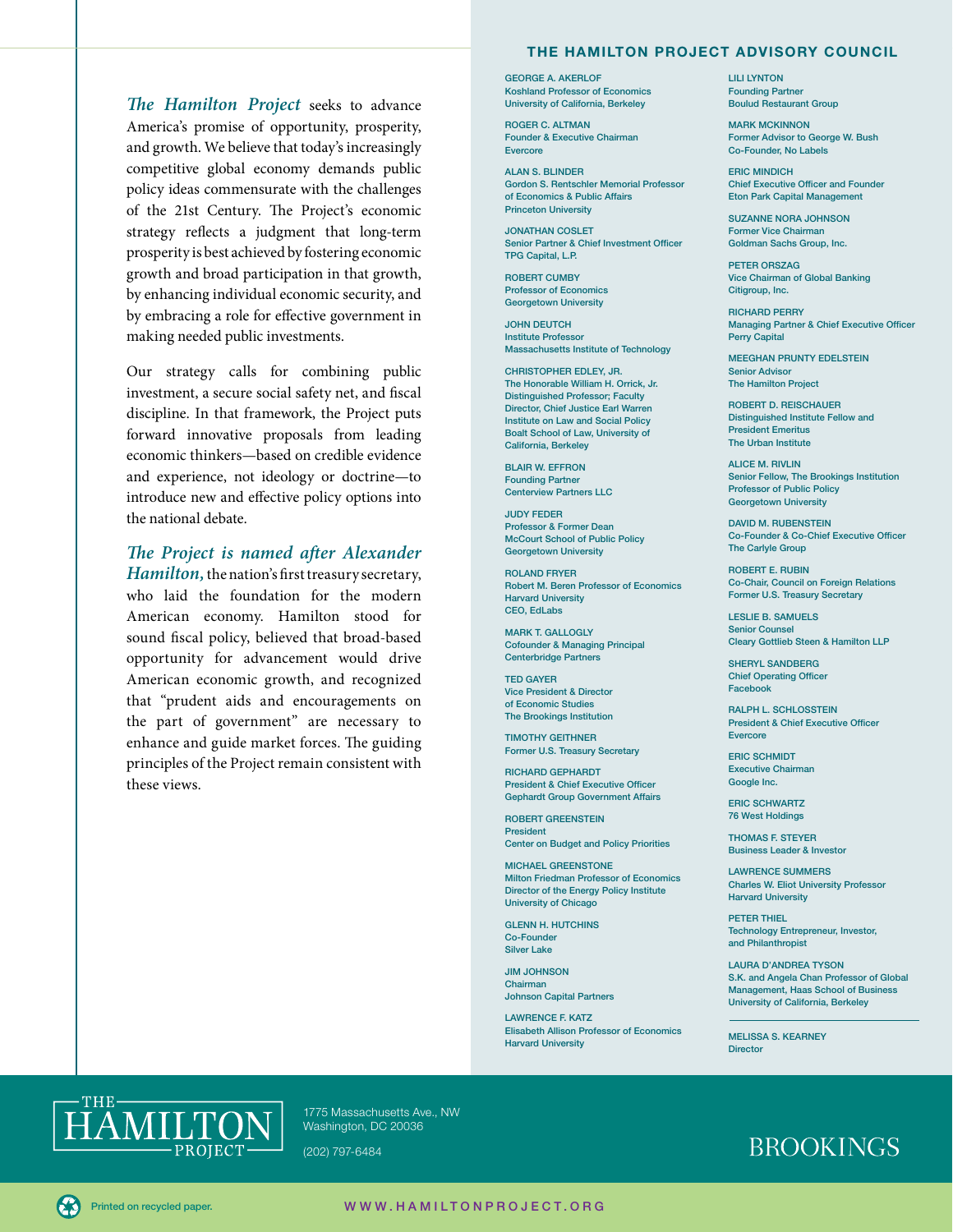*The Hamilton Project* seeks to advance America's promise of opportunity, prosperity, and growth. We believe that today's increasingly competitive global economy demands public policy ideas commensurate with the challenges of the 21st Century. The Project's economic strategy reflects a judgment that long-term prosperity is best achieved by fostering economic growth and broad participation in that growth, by enhancing individual economic security, and by embracing a role for effective government in making needed public investments.

Our strategy calls for combining public investment, a secure social safety net, and fiscal discipline. In that framework, the Project puts forward innovative proposals from leading economic thinkers—based on credible evidence and experience, not ideology or doctrine—to introduce new and effective policy options into the national debate.

*The Project is named after Alexander Hamilton,* the nation's first treasury secretary, who laid the foundation for the modern American economy. Hamilton stood for sound fiscal policy, believed that broad-based opportunity for advancement would drive American economic growth, and recognized that "prudent aids and encouragements on the part of government" are necessary to enhance and guide market forces. The guiding principles of the Project remain consistent with these views.

## THE HAMILTON PROJECT ADVISORY COUNCIL

GEORGE A. AKERLOF
Koshland Professor of Economics
University of California, Berkeley

ROGER C. ALTMAN
Founder & Executive Chairman
Evercore

ALAN S. BLINDER
Gordon S. Rentschler Memorial Professor of Economics & Public Affairs
Princeton University

JONATHAN COSLET
Senior Partner & Chief Investment Officer
TPG Capital, L.P.

ROBERT CUMBY
Professor of Economics
Georgetown University

JOHN DEUTCH
Institute Professor
Massachusetts Institute of Technology

CHRISTOPHER EDLEY, JR.
The Honorable William H. Orrick, Jr. Distinguished Professor; Faculty Director, Chief Justice Earl Warren Institute on Law and Social Policy
Boalt School of Law, University of California, Berkeley

BLAIR W. EFFRON
Founding Partner
Centerview Partners LLC

JUDY FEDER
Professor & Former Dean
McCourt School of Public Policy
Georgetown University

ROLAND FRYER
Robert M. Beren Professor of Economics
Harvard University
CEO, EdLabs

MARK T. GALLOGLY
Cofounder & Managing Principal
Centerbridge Partners

TED GAYER
Vice President & Director of Economic Studies
The Brookings Institution

TIMOTHY GEITHNER
Former U.S. Treasury Secretary

RICHARD GEPHARDT
President & Chief Executive Officer
Gephardt Group Government Affairs

ROBERT GREENSTEIN
President
Center on Budget and Policy Priorities

MICHAEL GREENSTONE
Milton Friedman Professor of Economics
Director of the Energy Policy Institute
University of Chicago

GLENN H. HUTCHINS
Co-Founder
Silver Lake

JIM JOHNSON
Chairman
Johnson Capital Partners

LAWRENCE F. KATZ
Elisabeth Allison Professor of Economics
Harvard University

LILI LYNTON
Founding Partner
Boulud Restaurant Group

MARK MCKINNON
Former Advisor to George W. Bush
Co-Founder, No Labels

ERIC MINDICH
Chief Executive Officer and Founder
Eton Park Capital Management

SUZANNE NORA JOHNSON
Former Vice Chairman
Goldman Sachs Group, Inc.

PETER ORSZAG
Vice Chairman of Global Banking
Citigroup, Inc.

RICHARD PERRY
Managing Partner & Chief Executive Officer
Perry Capital

MEEGHAN PRUNTY EDELSTEIN
Senior Advisor
The Hamilton Project

ROBERT D. REISCHAUER
Distinguished Institute Fellow and President Emeritus
The Urban Institute

ALICE M. RIVLIN
Senior Fellow, The Brookings Institution
Professor of Public Policy
Georgetown University

DAVID M. RUBENSTEIN
Co-Founder & Co-Chief Executive Officer
The Carlyle Group

ROBERT E. RUBIN
Co-Chair, Council on Foreign Relations
Former U.S. Treasury Secretary

LESLIE B. SAMUELS
Senior Counsel
Cleary Gottlieb Steen & Hamilton LLP

SHERYL SANDBERG
Chief Operating Officer
Facebook

RALPH L. SCHLOSSTEIN
President & Chief Executive Officer
Evercore

ERIC SCHMIDT
Executive Chairman
Google Inc.

ERIC SCHWARTZ
76 West Holdings

THOMAS F. STEYER
Business Leader & Investor

LAWRENCE SUMMERS
Charles W. Eliot University Professor
Harvard University

PETER THIEL
Technology Entrepreneur, Investor, and Philanthropist

LAURA D'ANDREA TYSON
S.K. and Angela Chan Professor of Global Management, Haas School of Business
University of California, Berkeley

---

MELISSA S. KEARNEY
Director

THE HAMILTON PROJECT

1775 Massachusetts Ave., NW
Washington, DC 20036

(202) 797-6484

BROOKINGS

Printed on recycled paper.

WWW.HAMILTONPROJECT.ORG